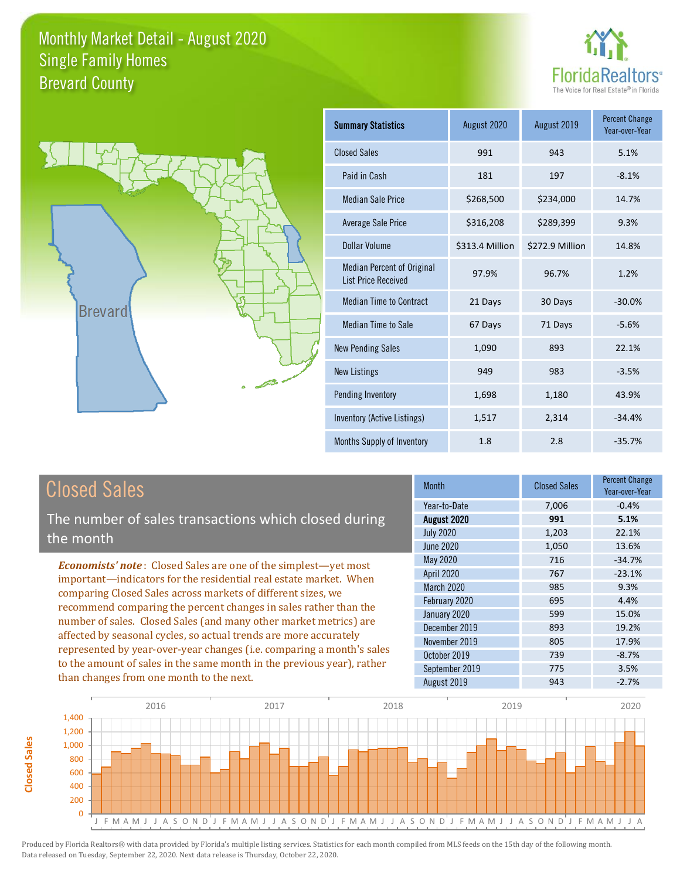# Monthly Market Detail - August 2020
## Single Family Homes
## Brevard County

FloridaRealtors®
The Voice for Real Estate® in Florida

Brevard

| Summary Statistics | August 2020 | August 2019 | Percent Change Year-over-Year |
|---|---|---|---|
| Closed Sales | 991 | 943 | 5.1% |
| Paid in Cash | 181 | 197 | -8.1% |
| Median Sale Price | $268,500 | $234,000 | 14.7% |
| Average Sale Price | $316,208 | $289,399 | 9.3% |
| Dollar Volume | $313.4 Million | $272.9 Million | 14.8% |
| Median Percent of Original List Price Received | 97.9% | 96.7% | 1.2% |
| Median Time to Contract | 21 Days | 30 Days | -30.0% |
| Median Time to Sale | 67 Days | 71 Days | -5.6% |
| New Pending Sales | 1,090 | 893 | 22.1% |
| New Listings | 949 | 983 | -3.5% |
| Pending Inventory | 1,698 | 1,180 | 43.9% |
| Inventory (Active Listings) | 1,517 | 2,314 | -34.4% |
| Months Supply of Inventory | 1.8 | 2.8 | -35.7% |

## Closed Sales

The number of sales transactions which closed during the month

*Economists' note*: Closed Sales are one of the simplest—yet most important—indicators for the residential real estate market. When comparing Closed Sales across markets of different sizes, we recommend comparing the percent changes in sales rather than the number of sales. Closed Sales (and many other market metrics) are affected by seasonal cycles, so actual trends are more accurately represented by year-over-year changes (i.e. comparing a month's sales to the amount of sales in the same month in the previous year), rather than changes from one month to the next.

| Month | Closed Sales | Percent Change Year-over-Year |
|---|---|---|
| Year-to-Date | 7,006 | -0.4% |
| **August 2020** | **991** | **5.1%** |
| July 2020 | 1,203 | 22.1% |
| June 2020 | 1,050 | 13.6% |
| May 2020 | 716 | -34.7% |
| April 2020 | 767 | -23.1% |
| March 2020 | 985 | 9.3% |
| February 2020 | 695 | 4.4% |
| January 2020 | 599 | 15.0% |
| December 2019 | 893 | 19.2% |
| November 2019 | 805 | 17.9% |
| October 2019 | 739 | -8.7% |
| September 2019 | 775 | 3.5% |
| August 2019 | 943 | -2.7% |

Produced by Florida Realtors® with data provided by Florida's multiple listing services. Statistics for each month compiled from MLS feeds on the 15th day of the following month. Data released on Tuesday, September 22, 2020. Next data release is Thursday, October 22, 2020.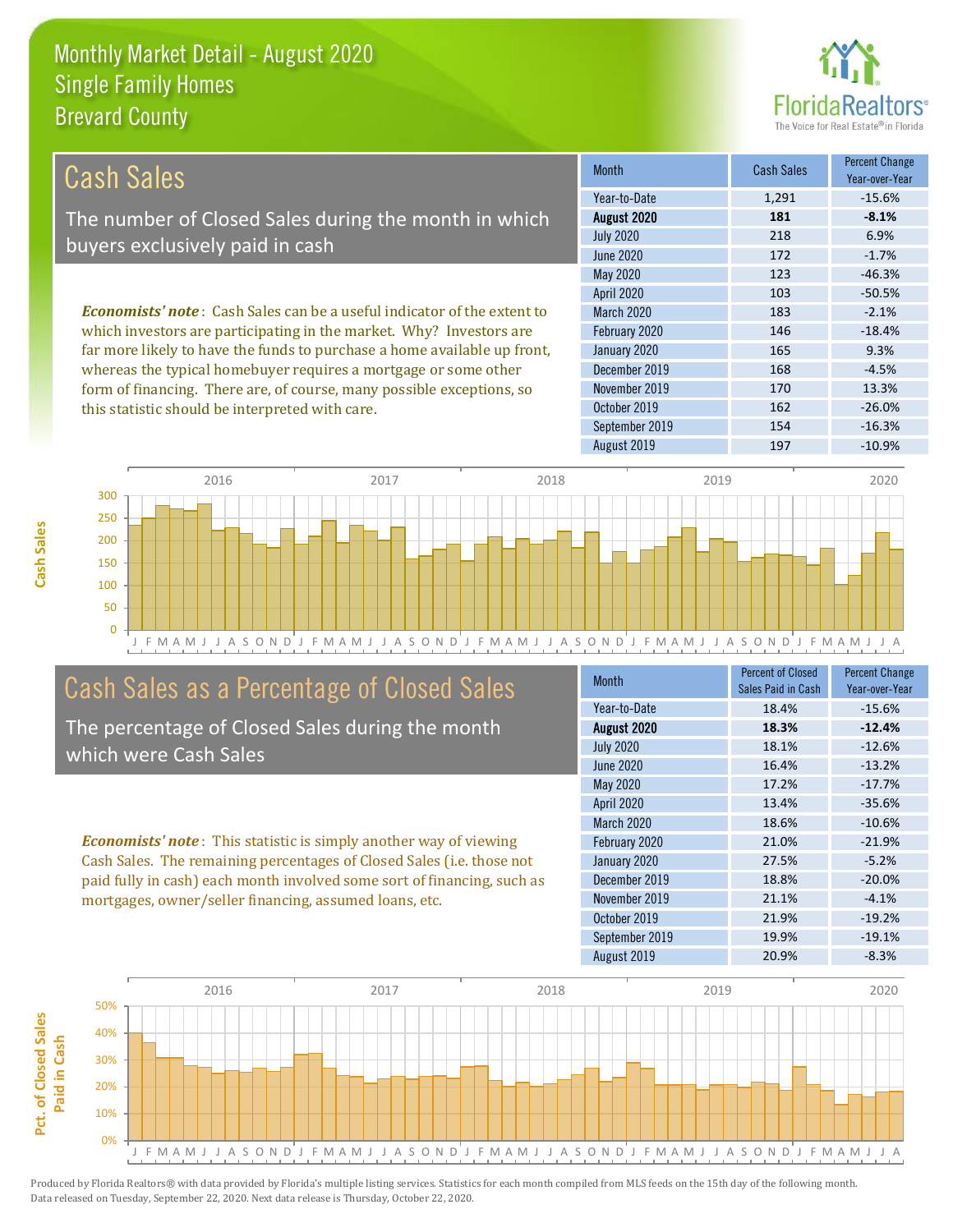# Monthly Market Detail - August 2020
## Single Family Homes
## Brevard County

## Cash Sales

The number of Closed Sales during the month in which buyers exclusively paid in cash

***Economists' note***: Cash Sales can be a useful indicator of the extent to which investors are participating in the market. Why? Investors are far more likely to have the funds to purchase a home available up front, whereas the typical homebuyer requires a mortgage or some other form of financing. There are, of course, many possible exceptions, so this statistic should be interpreted with care.

| Month | Cash Sales | Percent Change Year-over-Year |
|---|---|---|
| Year-to-Date | 1,291 | -15.6% |
| **August 2020** | **181** | **-8.1%** |
| July 2020 | 218 | 6.9% |
| June 2020 | 172 | -1.7% |
| May 2020 | 123 | -46.3% |
| April 2020 | 103 | -50.5% |
| March 2020 | 183 | -2.1% |
| February 2020 | 146 | -18.4% |
| January 2020 | 165 | 9.3% |
| December 2019 | 168 | -4.5% |
| November 2019 | 170 | 13.3% |
| October 2019 | 162 | -26.0% |
| September 2019 | 154 | -16.3% |
| August 2019 | 197 | -10.9% |

## Cash Sales as a Percentage of Closed Sales

The percentage of Closed Sales during the month which were Cash Sales

***Economists' note***: This statistic is simply another way of viewing Cash Sales. The remaining percentages of Closed Sales (i.e. those not paid fully in cash) each month involved some sort of financing, such as mortgages, owner/seller financing, assumed loans, etc.

| Month | Percent of Closed Sales Paid in Cash | Percent Change Year-over-Year |
|---|---|---|
| Year-to-Date | 18.4% | -15.6% |
| **August 2020** | **18.3%** | **-12.4%** |
| July 2020 | 18.1% | -12.6% |
| June 2020 | 16.4% | -13.2% |
| May 2020 | 17.2% | -17.7% |
| April 2020 | 13.4% | -35.6% |
| March 2020 | 18.6% | -10.6% |
| February 2020 | 21.0% | -21.9% |
| January 2020 | 27.5% | -5.2% |
| December 2019 | 18.8% | -20.0% |
| November 2019 | 21.1% | -4.1% |
| October 2019 | 21.9% | -19.2% |
| September 2019 | 19.9% | -19.1% |
| August 2019 | 20.9% | -8.3% |

Produced by Florida Realtors® with data provided by Florida's multiple listing services. Statistics for each month compiled from MLS feeds on the 15th day of the following month. Data released on Tuesday, September 22, 2020. Next data release is Thursday, October 22, 2020.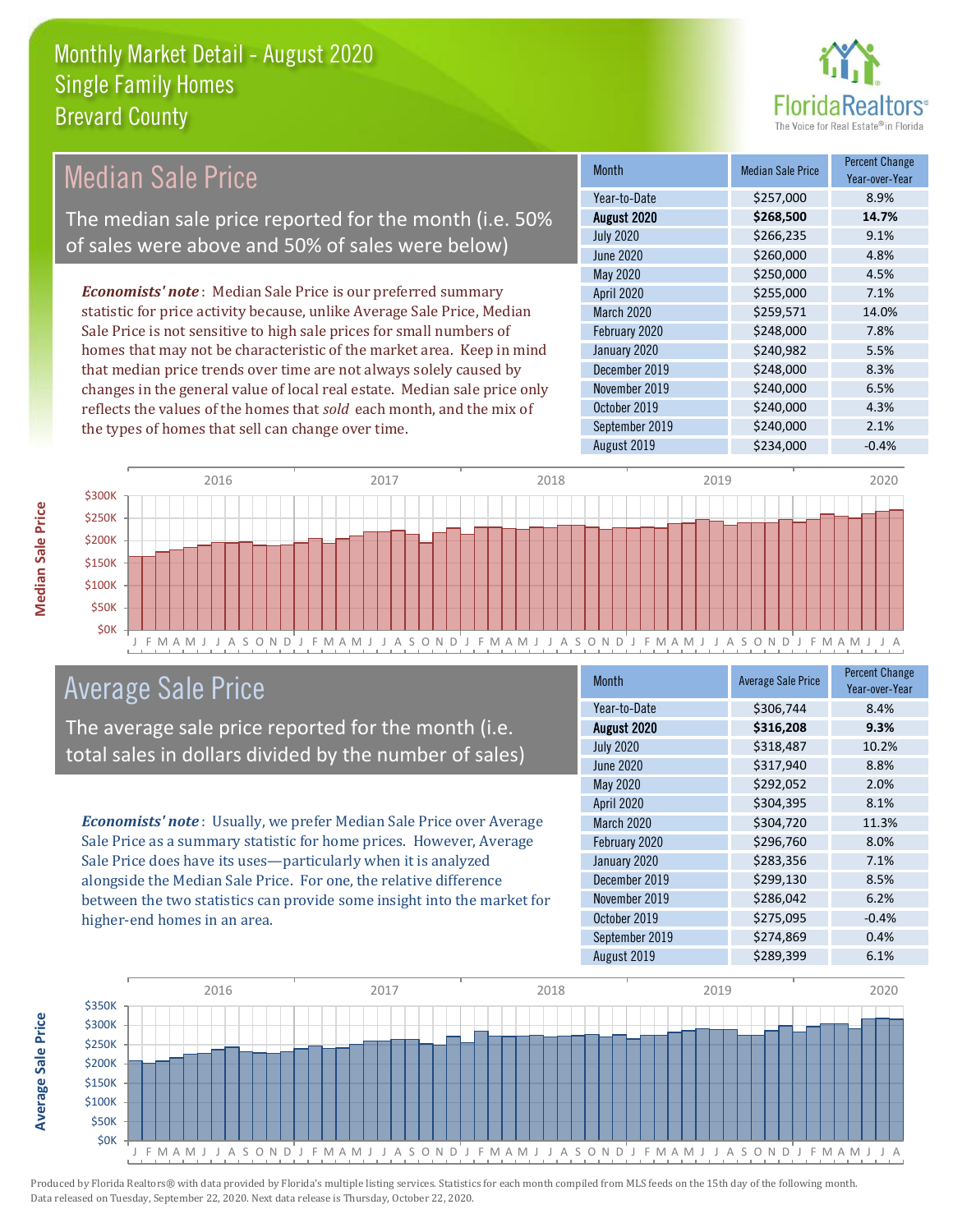# Monthly Market Detail - August 2020
## Single Family Homes
## Brevard County

## Median Sale Price

The median sale price reported for the month (i.e. 50% of sales were above and 50% of sales were below)

*Economists' note*: Median Sale Price is our preferred summary statistic for price activity because, unlike Average Sale Price, Median Sale Price is not sensitive to high sale prices for small numbers of homes that may not be characteristic of the market area. Keep in mind that median price trends over time are not always solely caused by changes in the general value of local real estate. Median sale price only reflects the values of the homes that *sold* each month, and the mix of the types of homes that sell can change over time.

| Month | Median Sale Price | Percent Change Year-over-Year |
|---|---|---|
| Year-to-Date | $257,000 | 8.9% |
| **August 2020** | **$268,500** | **14.7%** |
| July 2020 | $266,235 | 9.1% |
| June 2020 | $260,000 | 4.8% |
| May 2020 | $250,000 | 4.5% |
| April 2020 | $255,000 | 7.1% |
| March 2020 | $259,571 | 14.0% |
| February 2020 | $248,000 | 7.8% |
| January 2020 | $240,982 | 5.5% |
| December 2019 | $248,000 | 8.3% |
| November 2019 | $240,000 | 6.5% |
| October 2019 | $240,000 | 4.3% |
| September 2019 | $240,000 | 2.1% |
| August 2019 | $234,000 | -0.4% |

## Average Sale Price

The average sale price reported for the month (i.e. total sales in dollars divided by the number of sales)

*Economists' note*: Usually, we prefer Median Sale Price over Average Sale Price as a summary statistic for home prices. However, Average Sale Price does have its uses—particularly when it is analyzed alongside the Median Sale Price. For one, the relative difference between the two statistics can provide some insight into the market for higher-end homes in an area.

| Month | Average Sale Price | Percent Change Year-over-Year |
|---|---|---|
| Year-to-Date | $306,744 | 8.4% |
| **August 2020** | **$316,208** | **9.3%** |
| July 2020 | $318,487 | 10.2% |
| June 2020 | $317,940 | 8.8% |
| May 2020 | $292,052 | 2.0% |
| April 2020 | $304,395 | 8.1% |
| March 2020 | $304,720 | 11.3% |
| February 2020 | $296,760 | 8.0% |
| January 2020 | $283,356 | 7.1% |
| December 2019 | $299,130 | 8.5% |
| November 2019 | $286,042 | 6.2% |
| October 2019 | $275,095 | -0.4% |
| September 2019 | $274,869 | 0.4% |
| August 2019 | $289,399 | 6.1% |

Produced by Florida Realtors® with data provided by Florida's multiple listing services. Statistics for each month compiled from MLS feeds on the 15th day of the following month. Data released on Tuesday, September 22, 2020. Next data release is Thursday, October 22, 2020.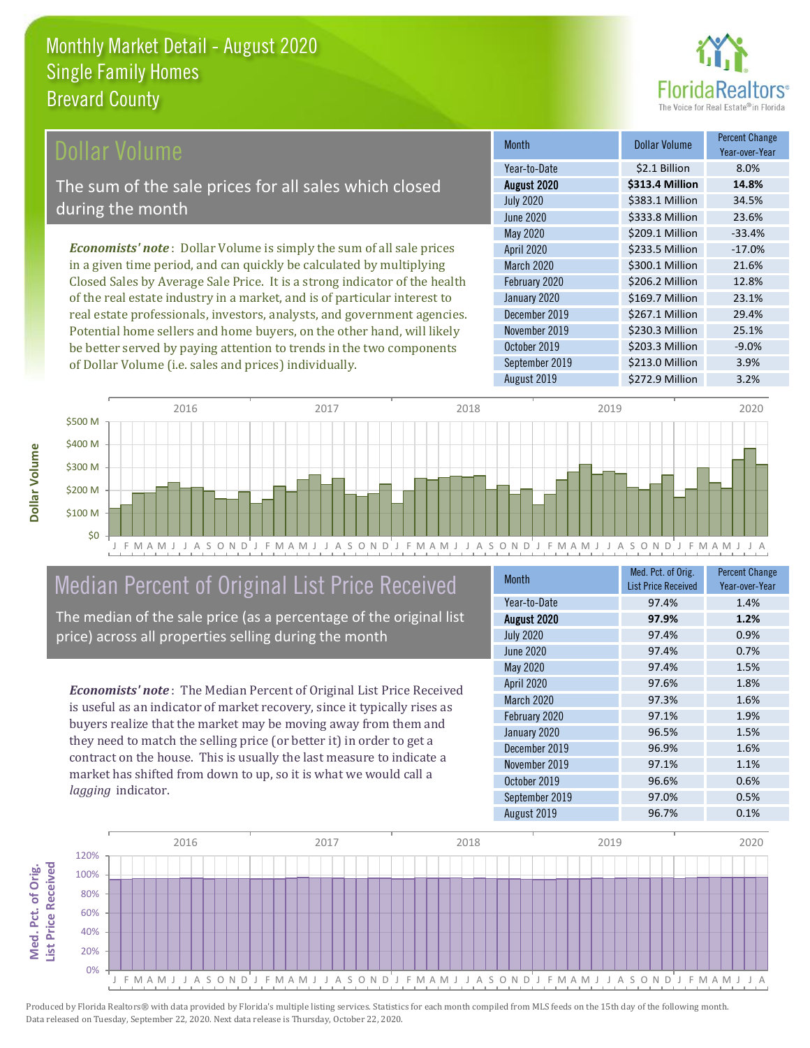Monthly Market Detail - August 2020
Single Family Homes
Brevard County

## Dollar Volume

The sum of the sale prices for all sales which closed during the month

*Economists' note*: Dollar Volume is simply the sum of all sale prices in a given time period, and can quickly be calculated by multiplying Closed Sales by Average Sale Price. It is a strong indicator of the health of the real estate industry in a market, and is of particular interest to real estate professionals, investors, analysts, and government agencies. Potential home sellers and home buyers, on the other hand, will likely be better served by paying attention to trends in the two components of Dollar Volume (i.e. sales and prices) individually.

| Month | Dollar Volume | Percent Change Year-over-Year |
|---|---|---|
| Year-to-Date | $2.1 Billion | 8.0% |
| **August 2020** | **$313.4 Million** | **14.8%** |
| July 2020 | $383.1 Million | 34.5% |
| June 2020 | $333.8 Million | 23.6% |
| May 2020 | $209.1 Million | -33.4% |
| April 2020 | $233.5 Million | -17.0% |
| March 2020 | $300.1 Million | 21.6% |
| February 2020 | $206.2 Million | 12.8% |
| January 2020 | $169.7 Million | 23.1% |
| December 2019 | $267.1 Million | 29.4% |
| November 2019 | $230.3 Million | 25.1% |
| October 2019 | $203.3 Million | -9.0% |
| September 2019 | $213.0 Million | 3.9% |
| August 2019 | $272.9 Million | 3.2% |

## Median Percent of Original List Price Received

The median of the sale price (as a percentage of the original list price) across all properties selling during the month

*Economists' note*: The Median Percent of Original List Price Received is useful as an indicator of market recovery, since it typically rises as buyers realize that the market may be moving away from them and they need to match the selling price (or better it) in order to get a contract on the house. This is usually the last measure to indicate a market has shifted from down to up, so it is what we would call a *lagging* indicator.

| Month | Med. Pct. of Orig. List Price Received | Percent Change Year-over-Year |
|---|---|---|
| Year-to-Date | 97.4% | 1.4% |
| **August 2020** | **97.9%** | **1.2%** |
| July 2020 | 97.4% | 0.9% |
| June 2020 | 97.4% | 0.7% |
| May 2020 | 97.4% | 1.5% |
| April 2020 | 97.6% | 1.8% |
| March 2020 | 97.3% | 1.6% |
| February 2020 | 97.1% | 1.9% |
| January 2020 | 96.5% | 1.5% |
| December 2019 | 96.9% | 1.6% |
| November 2019 | 97.1% | 1.1% |
| October 2019 | 96.6% | 0.6% |
| September 2019 | 97.0% | 0.5% |
| August 2019 | 96.7% | 0.1% |

Produced by Florida Realtors® with data provided by Florida's multiple listing services. Statistics for each month compiled from MLS feeds on the 15th day of the following month. Data released on Tuesday, September 22, 2020. Next data release is Thursday, October 22, 2020.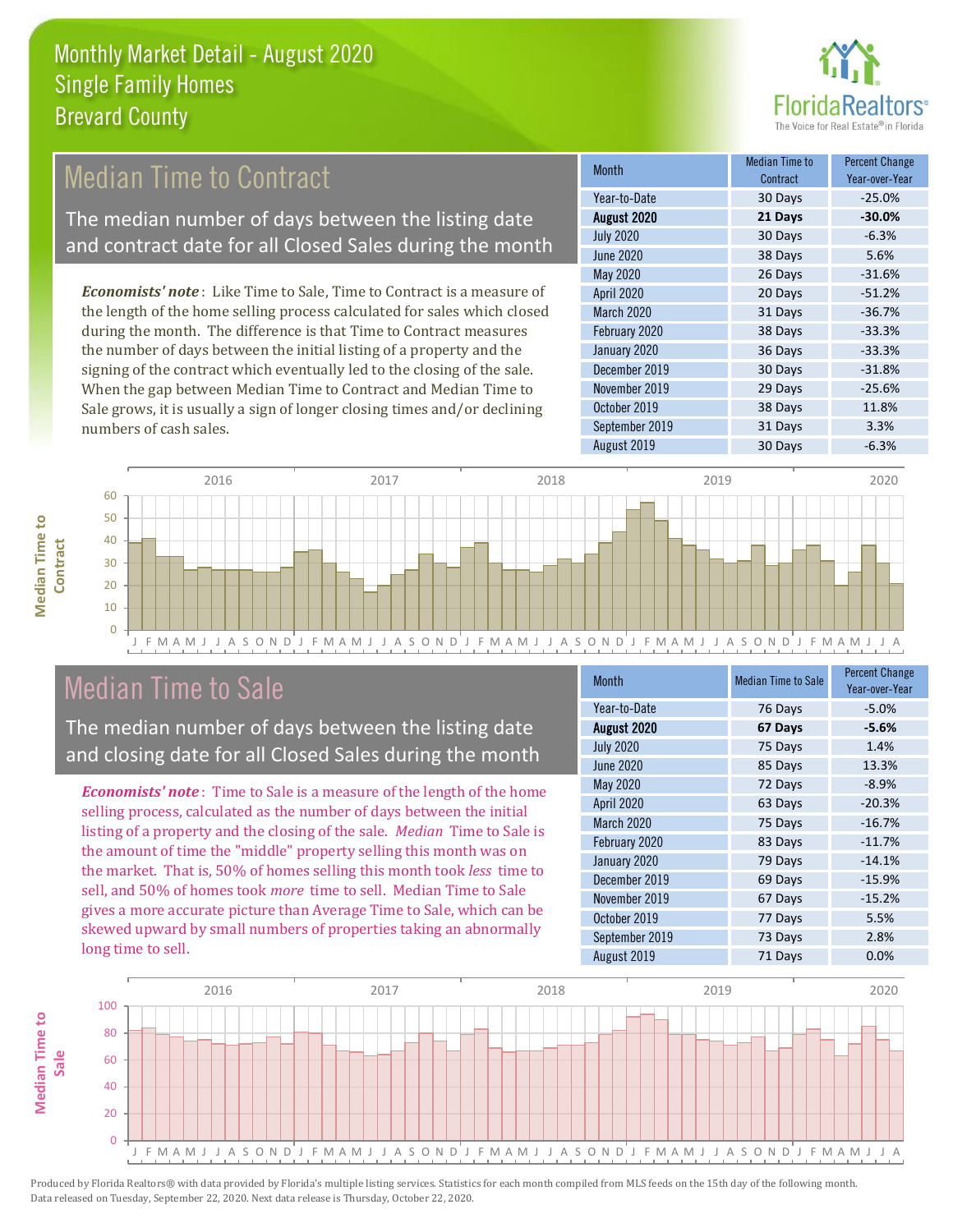# Monthly Market Detail - August 2020
## Single Family Homes
## Brevard County

## Median Time to Contract

The median number of days between the listing date and contract date for all Closed Sales during the month

*Economists' note*: Like Time to Sale, Time to Contract is a measure of the length of the home selling process calculated for sales which closed during the month. The difference is that Time to Contract measures the number of days between the initial listing of a property and the signing of the contract which eventually led to the closing of the sale. When the gap between Median Time to Contract and Median Time to Sale grows, it is usually a sign of longer closing times and/or declining numbers of cash sales.

| Month | Median Time to Contract | Percent Change Year-over-Year |
|---|---|---|
| Year-to-Date | 30 Days | -25.0% |
| **August 2020** | **21 Days** | **-30.0%** |
| July 2020 | 30 Days | -6.3% |
| June 2020 | 38 Days | 5.6% |
| May 2020 | 26 Days | -31.6% |
| April 2020 | 20 Days | -51.2% |
| March 2020 | 31 Days | -36.7% |
| February 2020 | 38 Days | -33.3% |
| January 2020 | 36 Days | -33.3% |
| December 2019 | 30 Days | -31.8% |
| November 2019 | 29 Days | -25.6% |
| October 2019 | 38 Days | 11.8% |
| September 2019 | 31 Days | 3.3% |
| August 2019 | 30 Days | -6.3% |

## Median Time to Sale

The median number of days between the listing date and closing date for all Closed Sales during the month

*Economists' note*: Time to Sale is a measure of the length of the home selling process, calculated as the number of days between the initial listing of a property and the closing of the sale. *Median* Time to Sale is the amount of time the "middle" property selling this month was on the market. That is, 50% of homes selling this month took *less* time to sell, and 50% of homes took *more* time to sell. Median Time to Sale gives a more accurate picture than Average Time to Sale, which can be skewed upward by small numbers of properties taking an abnormally long time to sell.

| Month | Median Time to Sale | Percent Change Year-over-Year |
|---|---|---|
| Year-to-Date | 76 Days | -5.0% |
| **August 2020** | **67 Days** | **-5.6%** |
| July 2020 | 75 Days | 1.4% |
| June 2020 | 85 Days | 13.3% |
| May 2020 | 72 Days | -8.9% |
| April 2020 | 63 Days | -20.3% |
| March 2020 | 75 Days | -16.7% |
| February 2020 | 83 Days | -11.7% |
| January 2020 | 79 Days | -14.1% |
| December 2019 | 69 Days | -15.9% |
| November 2019 | 67 Days | -15.2% |
| October 2019 | 77 Days | 5.5% |
| September 2019 | 73 Days | 2.8% |
| August 2019 | 71 Days | 0.0% |

Produced by Florida Realtors® with data provided by Florida's multiple listing services. Statistics for each month compiled from MLS feeds on the 15th day of the following month. Data released on Tuesday, September 22, 2020. Next data release is Thursday, October 22, 2020.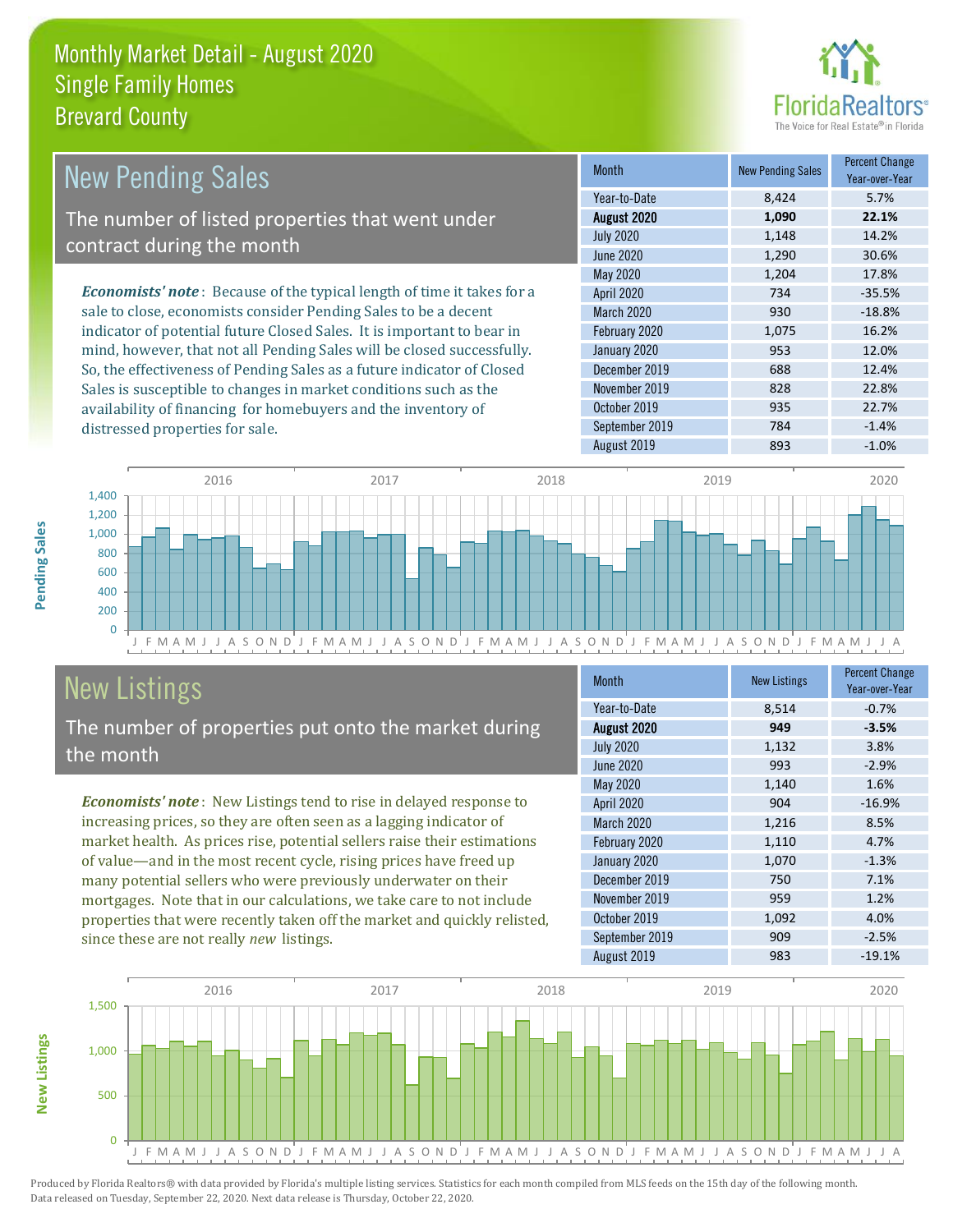# Monthly Market Detail - August 2020
## Single Family Homes
## Brevard County

## New Pending Sales

The number of listed properties that went under contract during the month

*Economists' note*: Because of the typical length of time it takes for a sale to close, economists consider Pending Sales to be a decent indicator of potential future Closed Sales. It is important to bear in mind, however, that not all Pending Sales will be closed successfully. So, the effectiveness of Pending Sales as a future indicator of Closed Sales is susceptible to changes in market conditions such as the availability of financing for homebuyers and the inventory of distressed properties for sale.

| Month | New Pending Sales | Percent Change Year-over-Year |
|---|---|---|
| Year-to-Date | 8,424 | 5.7% |
| **August 2020** | **1,090** | **22.1%** |
| July 2020 | 1,148 | 14.2% |
| June 2020 | 1,290 | 30.6% |
| May 2020 | 1,204 | 17.8% |
| April 2020 | 734 | -35.5% |
| March 2020 | 930 | -18.8% |
| February 2020 | 1,075 | 16.2% |
| January 2020 | 953 | 12.0% |
| December 2019 | 688 | 12.4% |
| November 2019 | 828 | 22.8% |
| October 2019 | 935 | 22.7% |
| September 2019 | 784 | -1.4% |
| August 2019 | 893 | -1.0% |

## New Listings

The number of properties put onto the market during the month

*Economists' note*: New Listings tend to rise in delayed response to increasing prices, so they are often seen as a lagging indicator of market health. As prices rise, potential sellers raise their estimations of value—and in the most recent cycle, rising prices have freed up many potential sellers who were previously underwater on their mortgages. Note that in our calculations, we take care to not include properties that were recently taken off the market and quickly relisted, since these are not really *new* listings.

| Month | New Listings | Percent Change Year-over-Year |
|---|---|---|
| Year-to-Date | 8,514 | -0.7% |
| **August 2020** | **949** | **-3.5%** |
| July 2020 | 1,132 | 3.8% |
| June 2020 | 993 | -2.9% |
| May 2020 | 1,140 | 1.6% |
| April 2020 | 904 | -16.9% |
| March 2020 | 1,216 | 8.5% |
| February 2020 | 1,110 | 4.7% |
| January 2020 | 1,070 | -1.3% |
| December 2019 | 750 | 7.1% |
| November 2019 | 959 | 1.2% |
| October 2019 | 1,092 | 4.0% |
| September 2019 | 909 | -2.5% |
| August 2019 | 983 | -19.1% |

Produced by Florida Realtors® with data provided by Florida's multiple listing services. Statistics for each month compiled from MLS feeds on the 15th day of the following month. Data released on Tuesday, September 22, 2020. Next data release is Thursday, October 22, 2020.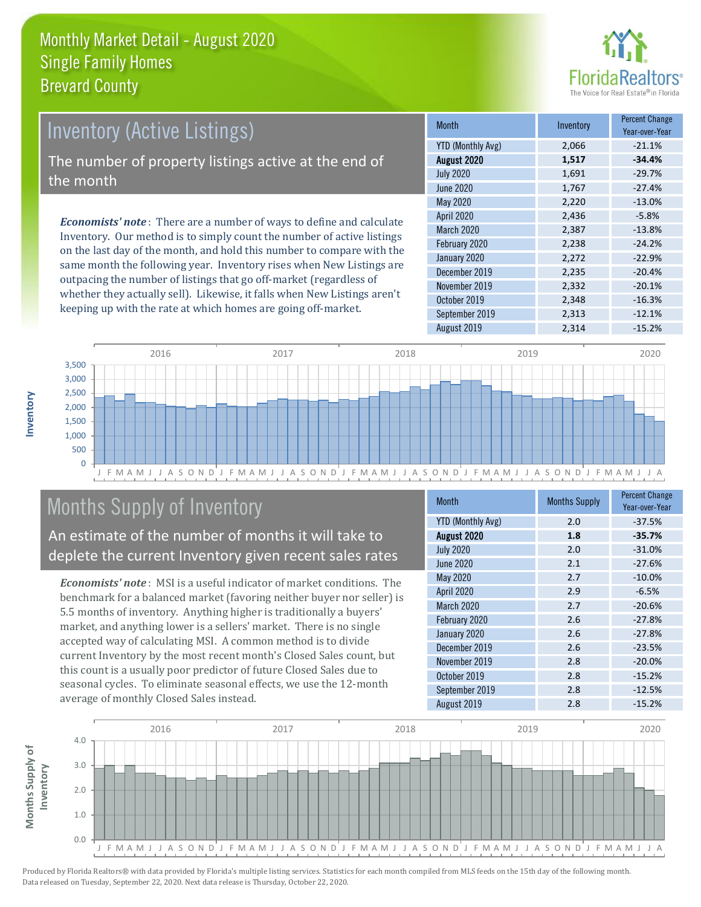# Monthly Market Detail - August 2020
## Single Family Homes
## Brevard County

## Inventory (Active Listings)

The number of property listings active at the end of the month

*Economists' note*: There are a number of ways to define and calculate Inventory. Our method is to simply count the number of active listings on the last day of the month, and hold this number to compare with the same month the following year. Inventory rises when New Listings are outpacing the number of listings that go off-market (regardless of whether they actually sell). Likewise, it falls when New Listings aren't keeping up with the rate at which homes are going off-market.

| Month | Inventory | Percent Change Year-over-Year |
|---|---|---|
| YTD (Monthly Avg) | 2,066 | -21.1% |
| **August 2020** | **1,517** | **-34.4%** |
| July 2020 | 1,691 | -29.7% |
| June 2020 | 1,767 | -27.4% |
| May 2020 | 2,220 | -13.0% |
| April 2020 | 2,436 | -5.8% |
| March 2020 | 2,387 | -13.8% |
| February 2020 | 2,238 | -24.2% |
| January 2020 | 2,272 | -22.9% |
| December 2019 | 2,235 | -20.4% |
| November 2019 | 2,332 | -20.1% |
| October 2019 | 2,348 | -16.3% |
| September 2019 | 2,313 | -12.1% |
| August 2019 | 2,314 | -15.2% |

## Months Supply of Inventory

An estimate of the number of months it will take to deplete the current Inventory given recent sales rates

*Economists' note*: MSI is a useful indicator of market conditions. The benchmark for a balanced market (favoring neither buyer nor seller) is 5.5 months of inventory. Anything higher is traditionally a buyers' market, and anything lower is a sellers' market. There is no single accepted way of calculating MSI. A common method is to divide current Inventory by the most recent month's Closed Sales count, but this count is a usually poor predictor of future Closed Sales due to seasonal cycles. To eliminate seasonal effects, we use the 12-month average of monthly Closed Sales instead.

| Month | Months Supply | Percent Change Year-over-Year |
|---|---|---|
| YTD (Monthly Avg) | 2.0 | -37.5% |
| **August 2020** | **1.8** | **-35.7%** |
| July 2020 | 2.0 | -31.0% |
| June 2020 | 2.1 | -27.6% |
| May 2020 | 2.7 | -10.0% |
| April 2020 | 2.9 | -6.5% |
| March 2020 | 2.7 | -20.6% |
| February 2020 | 2.6 | -27.8% |
| January 2020 | 2.6 | -27.8% |
| December 2019 | 2.6 | -23.5% |
| November 2019 | 2.8 | -20.0% |
| October 2019 | 2.8 | -15.2% |
| September 2019 | 2.8 | -12.5% |
| August 2019 | 2.8 | -15.2% |

Produced by Florida Realtors® with data provided by Florida's multiple listing services. Statistics for each month compiled from MLS feeds on the 15th day of the following month. Data released on Tuesday, September 22, 2020. Next data release is Thursday, October 22, 2020.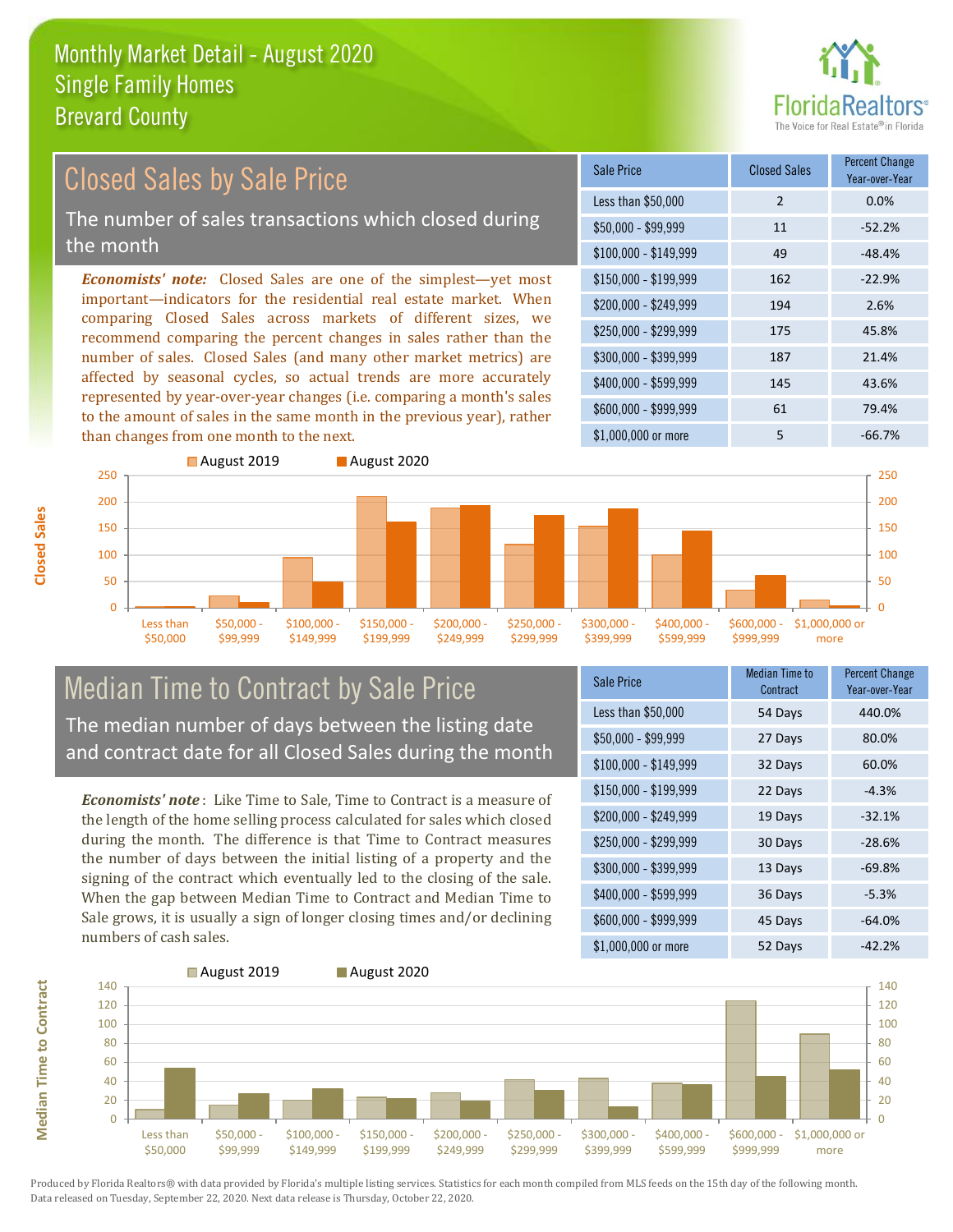# Monthly Market Detail - August 2020
## Single Family Homes
## Brevard County

## Closed Sales by Sale Price

The number of sales transactions which closed during the month

***Economists' note:*** Closed Sales are one of the simplest—yet most important—indicators for the residential real estate market. When comparing Closed Sales across markets of different sizes, we recommend comparing the percent changes in sales rather than the number of sales. Closed Sales (and many other market metrics) are affected by seasonal cycles, so actual trends are more accurately represented by year-over-year changes (i.e. comparing a month's sales to the amount of sales in the same month in the previous year), rather than changes from one month to the next.

| Sale Price | Closed Sales | Percent Change Year-over-Year |
|---|---|---|
| Less than $50,000 | 2 | 0.0% |
| $50,000 - $99,999 | 11 | -52.2% |
| $100,000 - $149,999 | 49 | -48.4% |
| $150,000 - $199,999 | 162 | -22.9% |
| $200,000 - $249,999 | 194 | 2.6% |
| $250,000 - $299,999 | 175 | 45.8% |
| $300,000 - $399,999 | 187 | 21.4% |
| $400,000 - $599,999 | 145 | 43.6% |
| $600,000 - $999,999 | 61 | 79.4% |
| $1,000,000 or more | 5 | -66.7% |

## Median Time to Contract by Sale Price

The median number of days between the listing date and contract date for all Closed Sales during the month

***Economists' note*** : Like Time to Sale, Time to Contract is a measure of the length of the home selling process calculated for sales which closed during the month. The difference is that Time to Contract measures the number of days between the initial listing of a property and the signing of the contract which eventually led to the closing of the sale. When the gap between Median Time to Contract and Median Time to Sale grows, it is usually a sign of longer closing times and/or declining numbers of cash sales.

| Sale Price | Median Time to Contract | Percent Change Year-over-Year |
|---|---|---|
| Less than $50,000 | 54 Days | 440.0% |
| $50,000 - $99,999 | 27 Days | 80.0% |
| $100,000 - $149,999 | 32 Days | 60.0% |
| $150,000 - $199,999 | 22 Days | -4.3% |
| $200,000 - $249,999 | 19 Days | -32.1% |
| $250,000 - $299,999 | 30 Days | -28.6% |
| $300,000 - $399,999 | 13 Days | -69.8% |
| $400,000 - $599,999 | 36 Days | -5.3% |
| $600,000 - $999,999 | 45 Days | -64.0% |
| $1,000,000 or more | 52 Days | -42.2% |

Produced by Florida Realtors® with data provided by Florida's multiple listing services. Statistics for each month compiled from MLS feeds on the 15th day of the following month. Data released on Tuesday, September 22, 2020. Next data release is Thursday, October 22, 2020.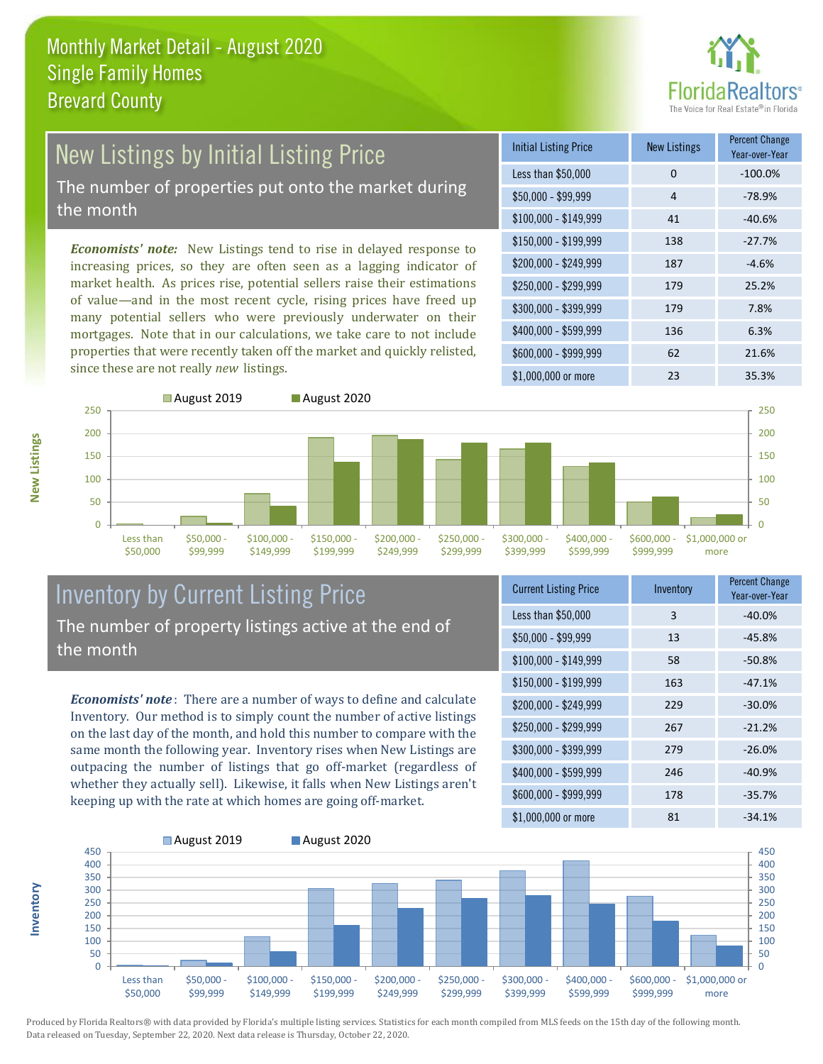# Monthly Market Detail - August 2020
## Single Family Homes
## Brevard County

## New Listings by Initial Listing Price

The number of properties put onto the market during the month

*Economists' note:* New Listings tend to rise in delayed response to increasing prices, so they are often seen as a lagging indicator of market health. As prices rise, potential sellers raise their estimations of value—and in the most recent cycle, rising prices have freed up many potential sellers who were previously underwater on their mortgages. Note that in our calculations, we take care to not include properties that were recently taken off the market and quickly relisted, since these are not really *new* listings.

| Initial Listing Price | New Listings | Percent Change Year-over-Year |
|---|---|---|
| Less than $50,000 | 0 | -100.0% |
| $50,000 - $99,999 | 4 | -78.9% |
| $100,000 - $149,999 | 41 | -40.6% |
| $150,000 - $199,999 | 138 | -27.7% |
| $200,000 - $249,999 | 187 | -4.6% |
| $250,000 - $299,999 | 179 | 25.2% |
| $300,000 - $399,999 | 179 | 7.8% |
| $400,000 - $599,999 | 136 | 6.3% |
| $600,000 - $999,999 | 62 | 21.6% |
| $1,000,000 or more | 23 | 35.3% |

## Inventory by Current Listing Price

The number of property listings active at the end of the month

*Economists' note*: There are a number of ways to define and calculate Inventory. Our method is to simply count the number of active listings on the last day of the month, and hold this number to compare with the same month the following year. Inventory rises when New Listings are outpacing the number of listings that go off-market (regardless of whether they actually sell). Likewise, it falls when New Listings aren't keeping up with the rate at which homes are going off-market.

| Current Listing Price | Inventory | Percent Change Year-over-Year |
|---|---|---|
| Less than $50,000 | 3 | -40.0% |
| $50,000 - $99,999 | 13 | -45.8% |
| $100,000 - $149,999 | 58 | -50.8% |
| $150,000 - $199,999 | 163 | -47.1% |
| $200,000 - $249,999 | 229 | -30.0% |
| $250,000 - $299,999 | 267 | -21.2% |
| $300,000 - $399,999 | 279 | -26.0% |
| $400,000 - $599,999 | 246 | -40.9% |
| $600,000 - $999,999 | 178 | -35.7% |
| $1,000,000 or more | 81 | -34.1% |

Produced by Florida Realtors® with data provided by Florida's multiple listing services. Statistics for each month compiled from MLS feeds on the 15th day of the following month. Data released on Tuesday, September 22, 2020. Next data release is Thursday, October 22, 2020.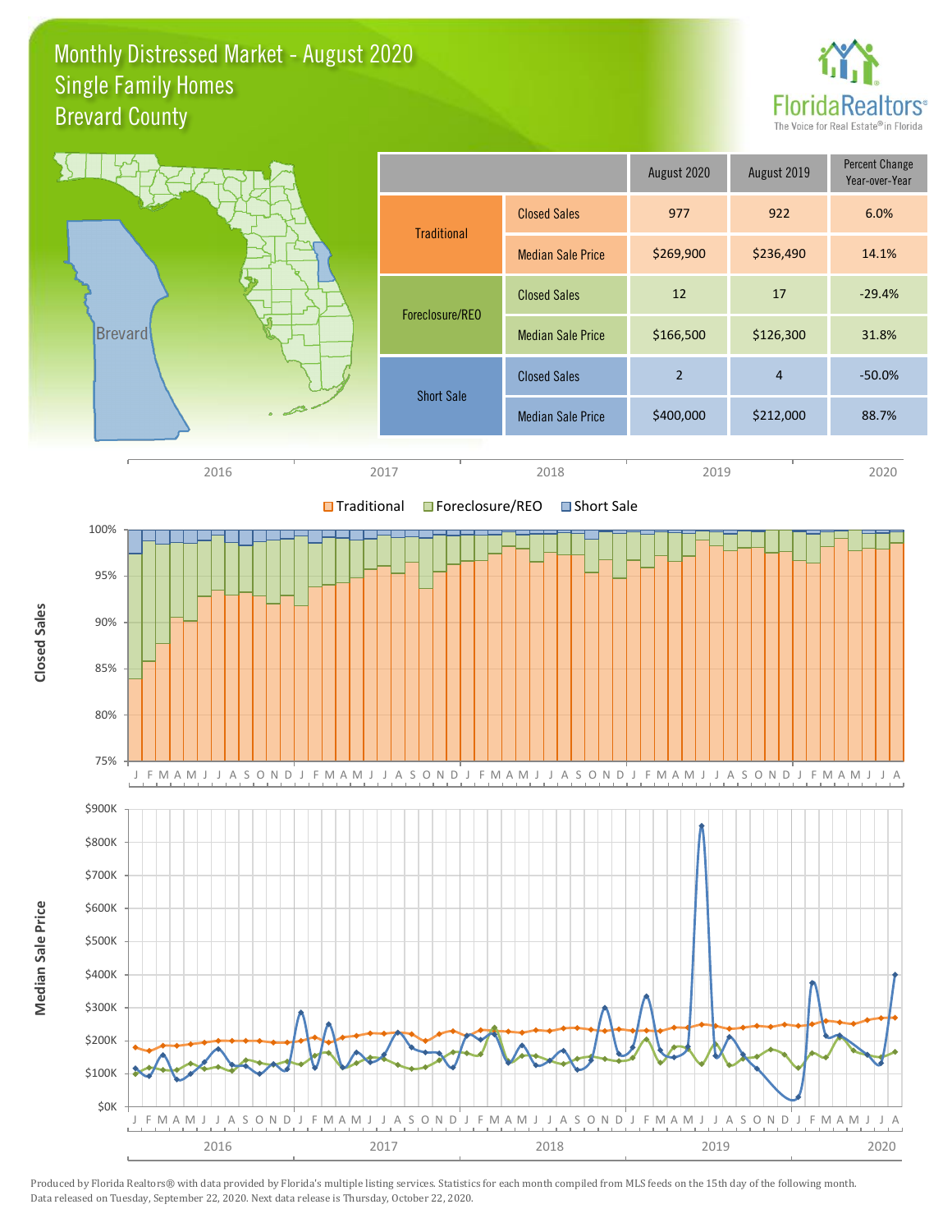# Monthly Distressed Market - August 2020
## Single Family Homes
## Brevard County

FloridaRealtors®
The Voice for Real Estate® in Florida

Brevard

| | | August 2020 | August 2019 | Percent Change Year-over-Year |
|---|---|---|---|---|
| Traditional | Closed Sales | 977 | 922 | 6.0% |
| | Median Sale Price | $269,900 | $236,490 | 14.1% |
| Foreclosure/REO | Closed Sales | 12 | 17 | -29.4% |
| | Median Sale Price | $166,500 | $126,300 | 31.8% |
| Short Sale | Closed Sales | 2 | 4 | -50.0% |
| | Median Sale Price | $400,000 | $212,000 | 88.7% |

2016 2017 2018 2019 2020

Traditional Foreclosure/REO Short Sale

Closed Sales

100% 95% 90% 85% 80% 75%

J F M A M J J A S O N D J F M A M J J A S O N D J F M A M J J A S O N D J F M A M J J A S O N D J F M A M J J A

Median Sale Price

$900K $800K $700K $600K $500K $400K $300K $200K $100K $0K

J F M A M J J A S O N D J F M A M J J A S O N D J F M A M J J A S O N D J F M A M J J A S O N D J F M A M J J A

2016 2017 2018 2019 2020

Produced by Florida Realtors® with data provided by Florida's multiple listing services. Statistics for each month compiled from MLS feeds on the 15th day of the following month. Data released on Tuesday, September 22, 2020. Next data release is Thursday, October 22, 2020.